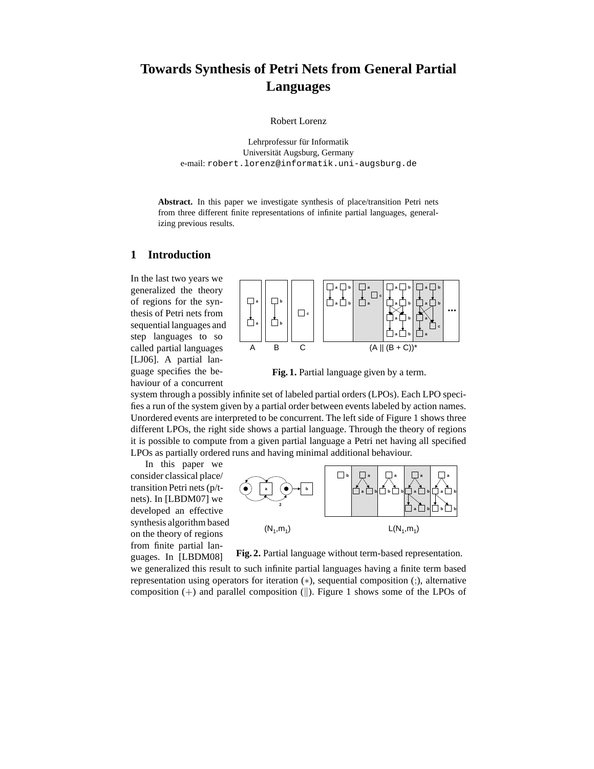# Towards Synthesis of Petri Nets from General Partial Languages

Robert Lorenz

Lehrprofessur für Informatik
Universität Augsburg, Germany
e-mail: robert.lorenz@informatik.uni-augsburg.de

**Abstract.** In this paper we investigate synthesis of place/transition Petri nets from three different finite representations of infinite partial languages, generalizing previous results.

## 1 Introduction

In the last two years we generalized the theory of regions for the synthesis of Petri nets from sequential languages and step languages to so called partial languages [LJ06]. A partial language specifies the behaviour of a concurrent system through a possibly infinite set of labeled partial orders (LPOs). Each LPO specifies a run of the system given by a partial order between events labeled by action names. Unordered events are interpreted to be concurrent. The left side of Figure 1 shows three different LPOs, the right side shows a partial language. Through the theory of regions it is possible to compute from a given partial language a Petri net having all specified LPOs as partially ordered runs and having minimal additional behaviour.

**Fig. 1.** Partial language given by a term.

In this paper we consider classical place/transition Petri nets (p/t-nets). In [LBDM07] we developed an effective synthesis algorithm based on the theory of regions from finite partial languages. In [LBDM08] we generalized this result to such infinite partial languages having a finite term based representation using operators for iteration ($*$), sequential composition ($;$), alternative composition ($+$) and parallel composition ($\|$). Figure 1 shows some of the LPOs of

**Fig. 2.** Partial language without term-based representation.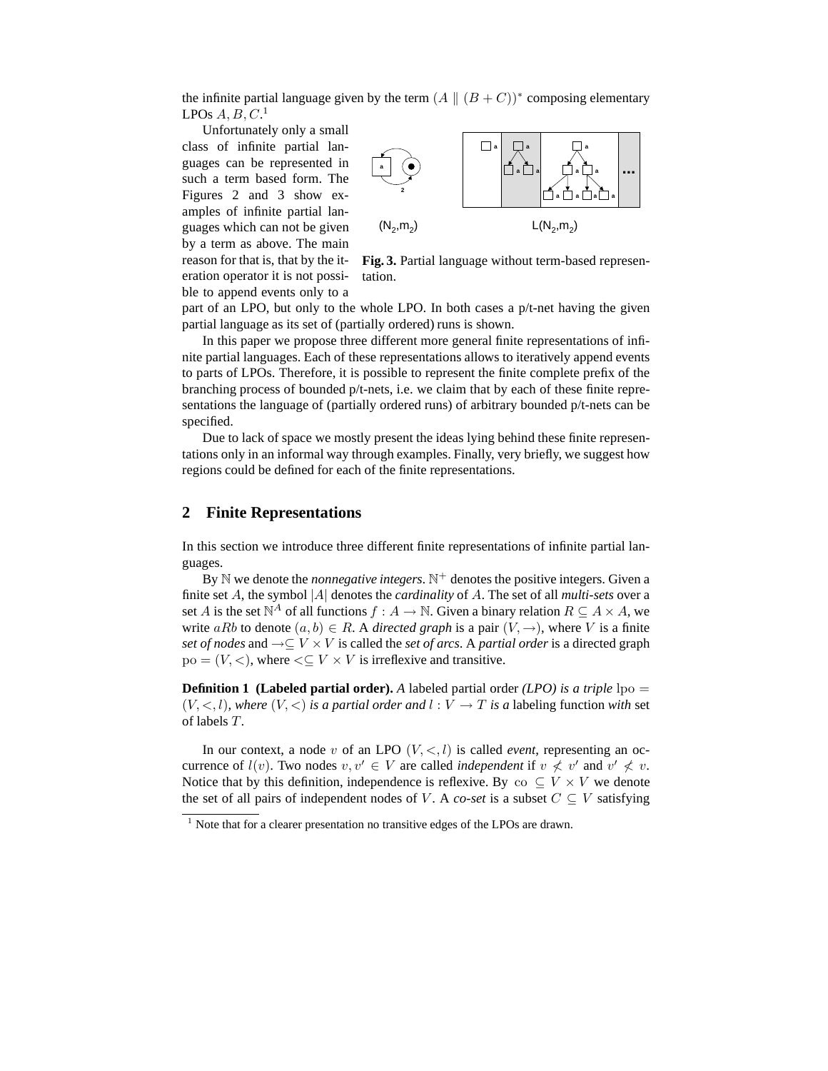the infinite partial language given by the term $(A \parallel (B + C))^*$ composing elementary LPOs $A, B, C$.[1]

Unfortunately only a small class of infinite partial languages can be represented in such a term based form. The Figures 2 and 3 show examples of infinite partial languages which can not be given by a term as above. The main reason for that is, that by the iteration operator it is not possible to append events only to a part of an LPO, but only to the whole LPO. In both cases a p/t-net having the given partial language as its set of (partially ordered) runs is shown.

**Fig. 3.** Partial language without term-based representation.

In this paper we propose three different more general finite representations of infinite partial languages. Each of these representations allows to iteratively append events to parts of LPOs. Therefore, it is possible to represent the finite complete prefix of the branching process of bounded p/t-nets, i.e. we claim that by each of these finite representations the language of (partially ordered) runs of arbitrary bounded p/t-nets can be specified.

Due to lack of space we mostly present the ideas lying behind these finite representations only in an informal way through examples. Finally, very briefly, we suggest how regions could be defined for each of the finite representations.

## 2 Finite Representations

In this section we introduce three different finite representations of infinite partial languages.

By $\mathbb{N}$ we denote the *nonnegative integers*. $\mathbb{N}^+$ denotes the positive integers. Given a finite set $A$, the symbol $|A|$ denotes the *cardinality* of $A$. The set of all *multi-sets* over a set $A$ is the set $\mathbb{N}^A$ of all functions $f : A \to \mathbb{N}$. Given a binary relation $R \subseteq A \times A$, we write $aRb$ to denote $(a, b) \in R$. A *directed graph* is a pair $(V, \to)$, where $V$ is a finite *set of nodes* and $\to \subseteq V \times V$ is called the *set of arcs*. A *partial order* is a directed graph $\mathrm{po} = (V, <)$, where $< \subseteq V \times V$ is irreflexive and transitive.

**Definition 1 (Labeled partial order).** *A* labeled partial order *(LPO) is a triple* $\mathrm{lpo} = (V, <, l)$*, where* $(V, <)$ *is a partial order and* $l : V \to T$ *is a* labeling function *with* set of labels $T$.

In our context, a node $v$ of an LPO $(V, <, l)$ is called *event*, representing an occurrence of $l(v)$. Two nodes $v, v' \in V$ are called *independent* if $v \not< v'$ and $v' \not< v$. Notice that by this definition, independence is reflexive. By $\mathrm{co} \subseteq V \times V$ we denote the set of all pairs of independent nodes of $V$. A *co-set* is a subset $C \subseteq V$ satisfying

[1] Note that for a clearer presentation no transitive edges of the LPOs are drawn.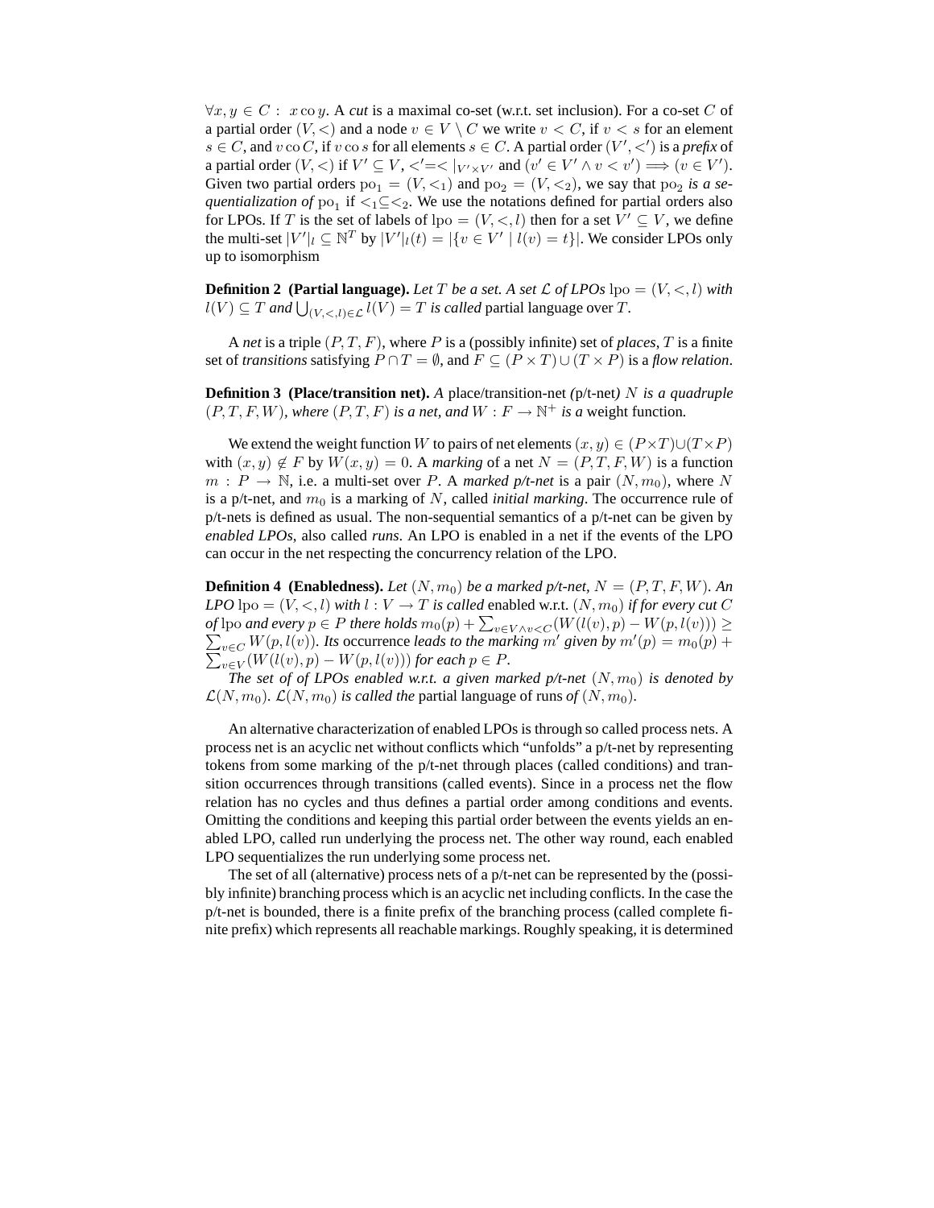$\forall x, y \in C : x \operatorname{co} y$. A *cut* is a maximal co-set (w.r.t. set inclusion). For a co-set $C$ of a partial order $(V, <)$ and a node $v \in V \setminus C$ we write $v < C$, if $v < s$ for an element $s \in C$, and $v \operatorname{co} C$, if $v \operatorname{co} s$ for all elements $s \in C$. A partial order $(V', <')$ is a *prefix* of a partial order $(V, <)$ if $V' \subseteq V$, $<' = <|_{V' \times V'}$ and $(v' \in V' \wedge v < v') \Longrightarrow (v \in V')$. Given two partial orders $\mathrm{po}_1 = (V, <_1)$ and $\mathrm{po}_2 = (V, <_2)$, we say that $\mathrm{po}_2$ *is a sequentialization of* $\mathrm{po}_1$ if $<_1 \subseteq <_2$. We use the notations defined for partial orders also for LPOs. If $T$ is the set of labels of $\mathrm{lpo} = (V, <, l)$ then for a set $V' \subseteq V$, we define the multi-set $|V'|_l \subseteq \mathbb{N}^T$ by $|V'|_l(t) = |\{v \in V' \mid l(v) = t\}|$. We consider LPOs only up to isomorphism

**Definition 2 (Partial language).** *Let $T$ be a set. A set $\mathcal{L}$ of LPOs $\mathrm{lpo} = (V, <, l)$ with $l(V) \subseteq T$ and $\bigcup_{(V,<,l) \in \mathcal{L}} l(V) = T$ is called* partial language over $T$.

A *net* is a triple $(P, T, F)$, where $P$ is a (possibly infinite) set of *places*, $T$ is a finite set of *transitions* satisfying $P \cap T = \emptyset$, and $F \subseteq (P \times T) \cup (T \times P)$ is a *flow relation*.

**Definition 3 (Place/transition net).** *A* place/transition-net *(*p/t-net*) $N$ is a quadruple $(P, T, F, W)$, where $(P, T, F)$ is a net, and $W : F \to \mathbb{N}^+$ is a* weight function.

We extend the weight function $W$ to pairs of net elements $(x, y) \in (P \times T) \cup (T \times P)$ with $(x, y) \notin F$ by $W(x, y) = 0$. A *marking* of a net $N = (P, T, F, W)$ is a function $m : P \to \mathbb{N}$, i.e. a multi-set over $P$. A *marked p/t-net* is a pair $(N, m_0)$, where $N$ is a p/t-net, and $m_0$ is a marking of $N$, called *initial marking*. The occurrence rule of p/t-nets is defined as usual. The non-sequential semantics of a p/t-net can be given by *enabled LPOs*, also called *runs*. An LPO is enabled in a net if the events of the LPO can occur in the net respecting the concurrency relation of the LPO.

**Definition 4 (Enabledness).** *Let $(N, m_0)$ be a marked p/t-net, $N = (P, T, F, W)$. An LPO $\mathrm{lpo} = (V, <, l)$ with $l : V \to T$ is called* enabled w.r.t. $(N, m_0)$ *if for every cut $C$ of $\mathrm{lpo}$ and every $p \in P$ there holds $m_0(p) + \sum_{v \in V \wedge v < C}(W(l(v), p) - W(p, l(v))) \geq \sum_{v \in C} W(p, l(v))$. Its* occurrence *leads to the marking $m'$ given by $m'(p) = m_0(p) + \sum_{v \in V}(W(l(v), p) - W(p, l(v)))$ for each $p \in P$.*

*The set of of LPOs enabled w.r.t. a given marked p/t-net $(N, m_0)$ is denoted by $\mathcal{L}(N, m_0)$. $\mathcal{L}(N, m_0)$ is called the* partial language of runs *of $(N, m_0)$.*

An alternative characterization of enabled LPOs is through so called process nets. A process net is an acyclic net without conflicts which "unfolds" a p/t-net by representing tokens from some marking of the p/t-net through places (called conditions) and transition occurrences through transitions (called events). Since in a process net the flow relation has no cycles and thus defines a partial order among conditions and events. Omitting the conditions and keeping this partial order between the events yields an enabled LPO, called run underlying the process net. The other way round, each enabled LPO sequentializes the run underlying some process net.

The set of all (alternative) process nets of a p/t-net can be represented by the (possibly infinite) branching process which is an acyclic net including conflicts. In the case the p/t-net is bounded, there is a finite prefix of the branching process (called complete finite prefix) which represents all reachable markings. Roughly speaking, it is determined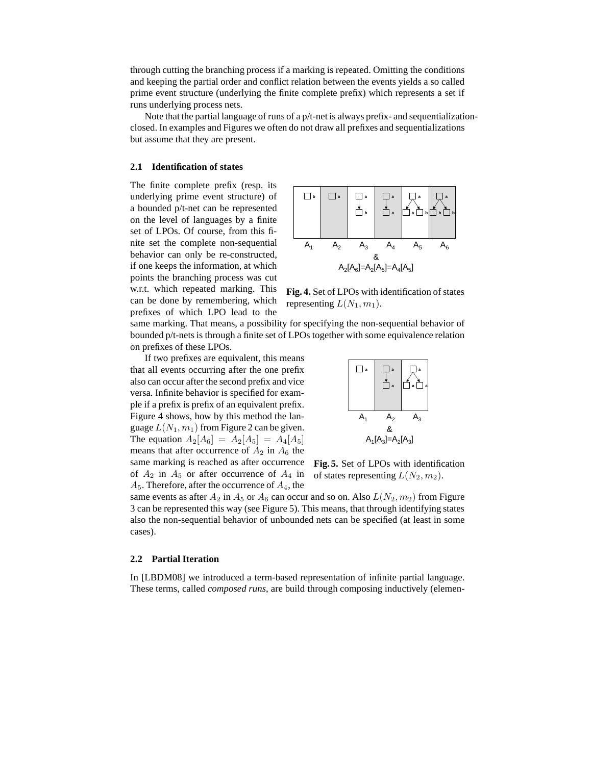through cutting the branching process if a marking is repeated. Omitting the conditions and keeping the partial order and conflict relation between the events yields a so called prime event structure (underlying the finite complete prefix) which represents a set if runs underlying process nets.

Note that the partial language of runs of a p/t-net is always prefix- and sequentialization-closed. In examples and Figures we often do not draw all prefixes and sequentializations but assume that they are present.

### 2.1 Identification of states

The finite complete prefix (resp. its underlying prime event structure) of a bounded p/t-net can be represented on the level of languages by a finite set of LPOs. Of course, from this finite set the complete non-sequential behavior can only be re-constructed, if one keeps the information, at which points the branching process was cut w.r.t. which repeated marking. This can be done by remembering, which prefixes of which LPO lead to the same marking. That means, a possibility for specifying the non-sequential behavior of bounded p/t-nets is through a finite set of LPOs together with some equivalence relation on prefixes of these LPOs.

$A_1$ $A_2$ $A_3$ $A_4$ $A_5$ $A_6$ & $A_2[A_6]=A_2[A_5]=A_4[A_5]$

**Fig. 4.** Set of LPOs with identification of states representing $L(N_1, m_1)$.

If two prefixes are equivalent, this means that all events occurring after the one prefix also can occur after the second prefix and vice versa. Infinite behavior is specified for example if a prefix is prefix of an equivalent prefix. Figure 4 shows, how by this method the language $L(N_1, m_1)$ from Figure 2 can be given. The equation $A_2[A_6] = A_2[A_5] = A_4[A_5]$ means that after occurrence of $A_2$ in $A_6$ the same marking is reached as after occurrence of $A_2$ in $A_5$ or after occurrence of $A_4$ in $A_5$. Therefore, after the occurrence of $A_4$, the same events as after $A_2$ in $A_5$ or $A_6$ can occur and so on. Also $L(N_2, m_2)$ from Figure 3 can be represented this way (see Figure 5). This means, that through identifying states also the non-sequential behavior of unbounded nets can be specified (at least in some cases).

$A_1$ $A_2$ $A_3$ & $A_1[A_3]=A_2[A_3]$

**Fig. 5.** Set of LPOs with identification of states representing $L(N_2, m_2)$.

### 2.2 Partial Iteration

In [LBDM08] we introduced a term-based representation of infinite partial language. These terms, called *composed runs*, are build through composing inductively (elemen-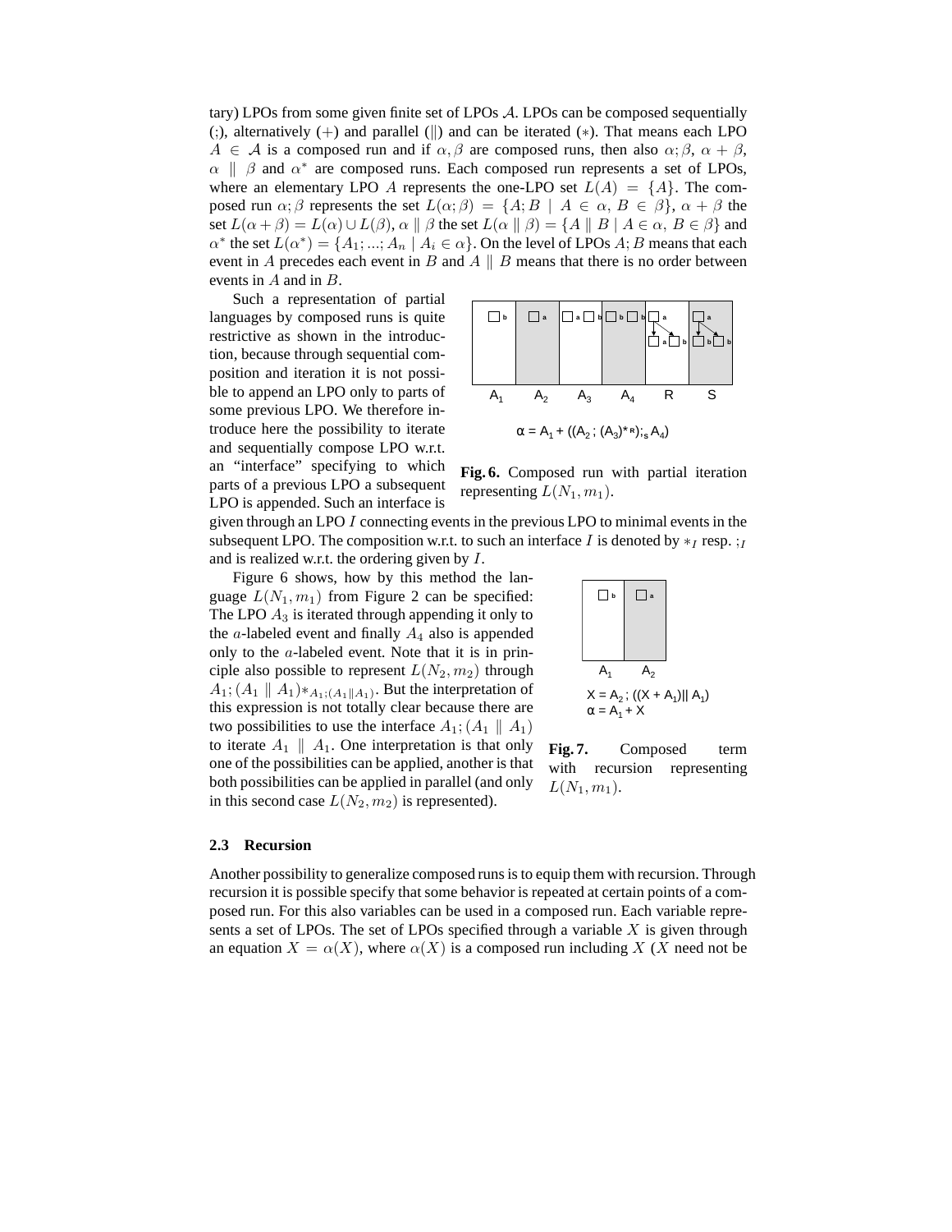tary) LPOs from some given finite set of LPOs $\mathcal{A}$. LPOs can be composed sequentially (;), alternatively (+) and parallel (‖) and can be iterated (∗). That means each LPO $A \in \mathcal{A}$ is a composed run and if $\alpha, \beta$ are composed runs, then also $\alpha; \beta$, $\alpha + \beta$, $\alpha \parallel \beta$ and $\alpha^*$ are composed runs. Each composed run represents a set of LPOs, where an elementary LPO $A$ represents the one-LPO set $L(A) = \{A\}$. The composed run $\alpha; \beta$ represents the set $L(\alpha; \beta) = \{A; B \mid A \in \alpha,\ B \in \beta\}$, $\alpha + \beta$ the set $L(\alpha + \beta) = L(\alpha) \cup L(\beta)$, $\alpha \parallel \beta$ the set $L(\alpha \parallel \beta) = \{A \parallel B \mid A \in \alpha,\ B \in \beta\}$ and $\alpha^*$ the set $L(\alpha^*) = \{A_1; ...; A_n \mid A_i \in \alpha\}$. On the level of LPOs $A; B$ means that each event in $A$ precedes each event in $B$ and $A \parallel B$ means that there is no order between events in $A$ and in $B$.

Such a representation of partial languages by composed runs is quite restrictive as shown in the introduction, because through sequential composition and iteration it is not possible to append an LPO only to parts of some previous LPO. We therefore introduce here the possibility to iterate and sequentially compose LPO w.r.t. an "interface" specifying to which parts of a previous LPO a subsequent LPO is appended. Such an interface is given through an LPO $I$ connecting events in the previous LPO to minimal events in the subsequent LPO. The composition w.r.t. to such an interface $I$ is denoted by $*_I$ resp. $;_I$ and is realized w.r.t. the ordering given by $I$.

$\alpha = A_1 + ((A_2\,;\,(A_3)^{*_R});_S\,A_4)$

**Fig. 6.** Composed run with partial iteration representing $L(N_1, m_1)$.

Figure 6 shows, how by this method the language $L(N_1, m_1)$ from Figure 2 can be specified: The LPO $A_3$ is iterated through appending it only to the $a$-labeled event and finally $A_4$ also is appended only to the $a$-labeled event. Note that it is in principle also possible to represent $L(N_2, m_2)$ through $A_1; (A_1 \parallel A_1)*_{A_1;(A_1\parallel A_1)}$. But the interpretation of this expression is not totally clear because there are two possibilities to use the interface $A_1; (A_1 \parallel A_1)$ to iterate $A_1 \parallel A_1$. One interpretation is that only one of the possibilities can be applied, another is that both possibilities can be applied in parallel (and only in this second case $L(N_2, m_2)$ is represented).

$X = A_2\,;\,((X + A_1) \parallel A_1)$
$\alpha = A_1 + X$

**Fig. 7.** Composed term with recursion representing $L(N_1, m_1)$.

### 2.3 Recursion

Another possibility to generalize composed runs is to equip them with recursion. Through recursion it is possible specify that some behavior is repeated at certain points of a composed run. For this also variables can be used in a composed run. Each variable represents a set of LPOs. The set of LPOs specified through a variable $X$ is given through an equation $X = \alpha(X)$, where $\alpha(X)$ is a composed run including $X$ ($X$ need not be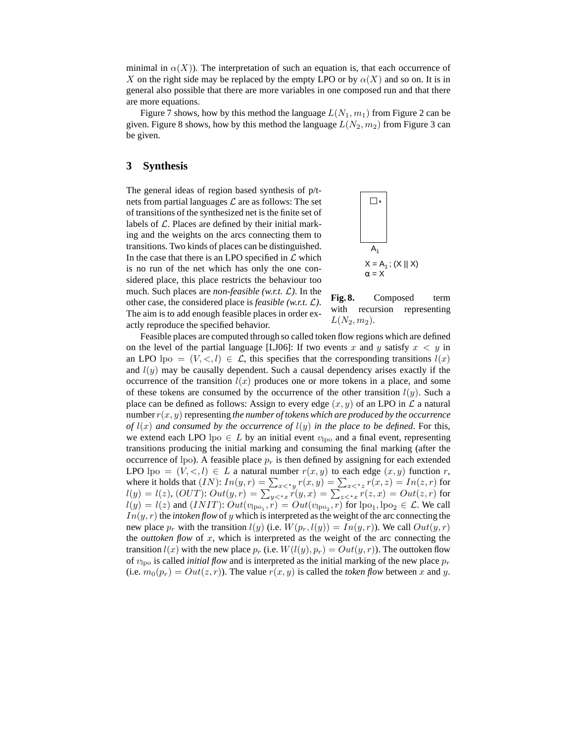minimal in $\alpha(X)$). The interpretation of such an equation is, that each occurrence of $X$ on the right side may be replaced by the empty LPO or by $\alpha(X)$ and so on. It is in general also possible that there are more variables in one composed run and that there are more equations.

Figure 7 shows, how by this method the language $L(N_1, m_1)$ from Figure 2 can be given. Figure 8 shows, how by this method the language $L(N_2, m_2)$ from Figure 3 can be given.

## 3 Synthesis

The general ideas of region based synthesis of p/t-nets from partial languages $\mathcal{L}$ are as follows: The set of transitions of the synthesized net is the finite set of labels of $\mathcal{L}$. Places are defined by their initial marking and the weights on the arcs connecting them to transitions. Two kinds of places can be distinguished. In the case that there is an LPO specified in $\mathcal{L}$ which is no run of the net which has only the one considered place, this place restricts the behaviour too much. Such places are *non-feasible (w.r.t. $\mathcal{L}$)*. In the other case, the considered place is *feasible (w.r.t. $\mathcal{L}$)*. The aim is to add enough feasible places in order exactly reproduce the specified behavior.

$A_1$

$X = A_1 ; (X \,||\, X)$
$\alpha = X$

**Fig. 8.** Composed term with recursion representing $L(N_2, m_2)$.

Feasible places are computed through so called token flow regions which are defined on the level of the partial language [LJ06]: If two events $x$ and $y$ satisfy $x < y$ in an LPO $\mathrm{lpo} = (V, <, l) \in \mathcal{L}$, this specifies that the corresponding transitions $l(x)$ and $l(y)$ may be causally dependent. Such a causal dependency arises exactly if the occurrence of the transition $l(x)$ produces one or more tokens in a place, and some of these tokens are consumed by the occurrence of the other transition $l(y)$. Such a place can be defined as follows: Assign to every edge $(x, y)$ of an LPO in $\mathcal{L}$ a natural number $r(x, y)$ representing *the number of tokens which are produced by the occurrence of $l(x)$ and consumed by the occurrence of $l(y)$ in the place to be defined*. For this, we extend each LPO $\mathrm{lpo} \in L$ by an initial event $v_{\mathrm{lpo}}$ and a final event, representing transitions producing the initial marking and consuming the final marking (after the occurrence of lpo). A feasible place $p_r$ is then defined by assigning for each extended LPO $\mathrm{lpo} = (V, <, l) \in L$ a natural number $r(x, y)$ to each edge $(x, y)$ function $r$, where it holds that $(IN)$: $In(y, r) = \sum_{x <^\star y} r(x, y) = \sum_{x <^\star z} r(x, z) = In(z, r)$ for $l(y) = l(z)$, $(OUT)$: $Out(y, r) = \sum_{y <^\star x} r(y, x) = \sum_{z <^\star x} r(z, x) = Out(z, r)$ for $l(y) = l(z)$ and $(INIT)$: $Out(v_{\mathrm{lpo}_1}, r) = Out(v_{\mathrm{lpo}_2}, r)$ for $\mathrm{lpo}_1, \mathrm{lpo}_2 \in \mathcal{L}$. We call $In(y, r)$ the *intoken flow* of $y$ which is interpreted as the weight of the arc connecting the new place $p_r$ with the transition $l(y)$ (i.e. $W(p_r, l(y)) = In(y, r)$). We call $Out(y, r)$ the *outtoken flow* of $x$, which is interpreted as the weight of the arc connecting the transition $l(x)$ with the new place $p_r$ (i.e. $W(l(y), p_r) = Out(y, r)$). The outtoken flow of $v_{\mathrm{lpo}}$ is called *initial flow* and is interpreted as the initial marking of the new place $p_r$ (i.e. $m_0(p_r) = Out(z, r)$). The value $r(x, y)$ is called the *token flow* between $x$ and $y$.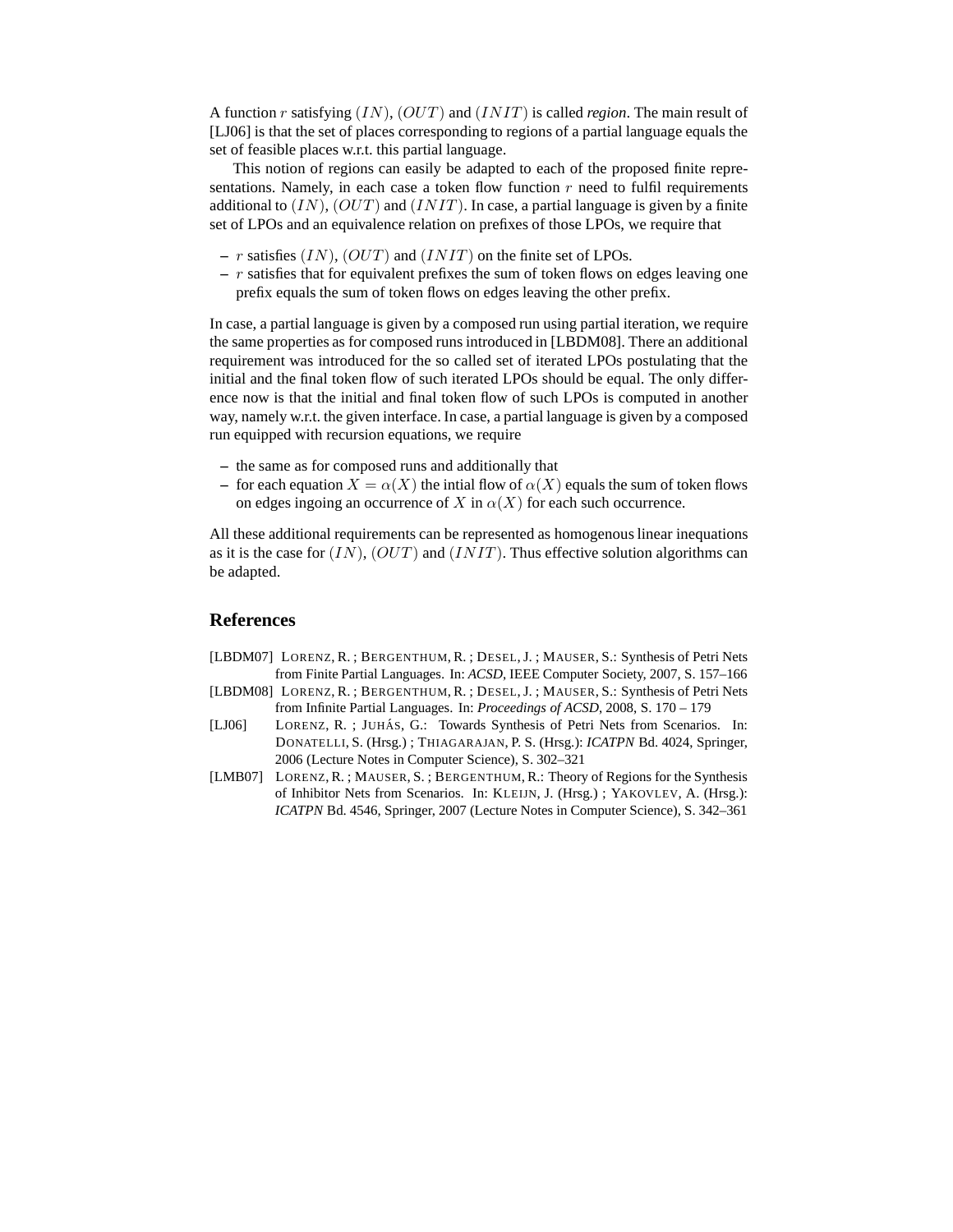A function $r$ satisfying $(IN)$, $(OUT)$ and $(INIT)$ is called *region*. The main result of [LJ06] is that the set of places corresponding to regions of a partial language equals the set of feasible places w.r.t. this partial language.

This notion of regions can easily be adapted to each of the proposed finite representations. Namely, in each case a token flow function $r$ need to fulfil requirements additional to $(IN)$, $(OUT)$ and $(INIT)$. In case, a partial language is given by a finite set of LPOs and an equivalence relation on prefixes of those LPOs, we require that

- $r$ satisfies $(IN)$, $(OUT)$ and $(INIT)$ on the finite set of LPOs.
- $r$ satisfies that for equivalent prefixes the sum of token flows on edges leaving one prefix equals the sum of token flows on edges leaving the other prefix.

In case, a partial language is given by a composed run using partial iteration, we require the same properties as for composed runs introduced in [LBDM08]. There an additional requirement was introduced for the so called set of iterated LPOs postulating that the initial and the final token flow of such iterated LPOs should be equal. The only difference now is that the initial and final token flow of such LPOs is computed in another way, namely w.r.t. the given interface. In case, a partial language is given by a composed run equipped with recursion equations, we require

- the same as for composed runs and additionally that
- for each equation $X = \alpha(X)$ the intial flow of $\alpha(X)$ equals the sum of token flows on edges ingoing an occurrence of $X$ in $\alpha(X)$ for each such occurrence.

All these additional requirements can be represented as homogenous linear inequations as it is the case for $(IN)$, $(OUT)$ and $(INIT)$. Thus effective solution algorithms can be adapted.

## References

[LBDM07] LORENZ, R. ; BERGENTHUM, R. ; DESEL, J. ; MAUSER, S.: Synthesis of Petri Nets from Finite Partial Languages. In: *ACSD*, IEEE Computer Society, 2007, S. 157–166

[LBDM08] LORENZ, R. ; BERGENTHUM, R. ; DESEL, J. ; MAUSER, S.: Synthesis of Petri Nets from Infinite Partial Languages. In: *Proceedings of ACSD*, 2008, S. 170 – 179

[LJ06] LORENZ, R. ; JUHÁS, G.: Towards Synthesis of Petri Nets from Scenarios. In: DONATELLI, S. (Hrsg.) ; THIAGARAJAN, P. S. (Hrsg.): *ICATPN* Bd. 4024, Springer, 2006 (Lecture Notes in Computer Science), S. 302–321

[LMB07] LORENZ, R. ; MAUSER, S. ; BERGENTHUM, R.: Theory of Regions for the Synthesis of Inhibitor Nets from Scenarios. In: KLEIJN, J. (Hrsg.) ; YAKOVLEV, A. (Hrsg.): *ICATPN* Bd. 4546, Springer, 2007 (Lecture Notes in Computer Science), S. 342–361